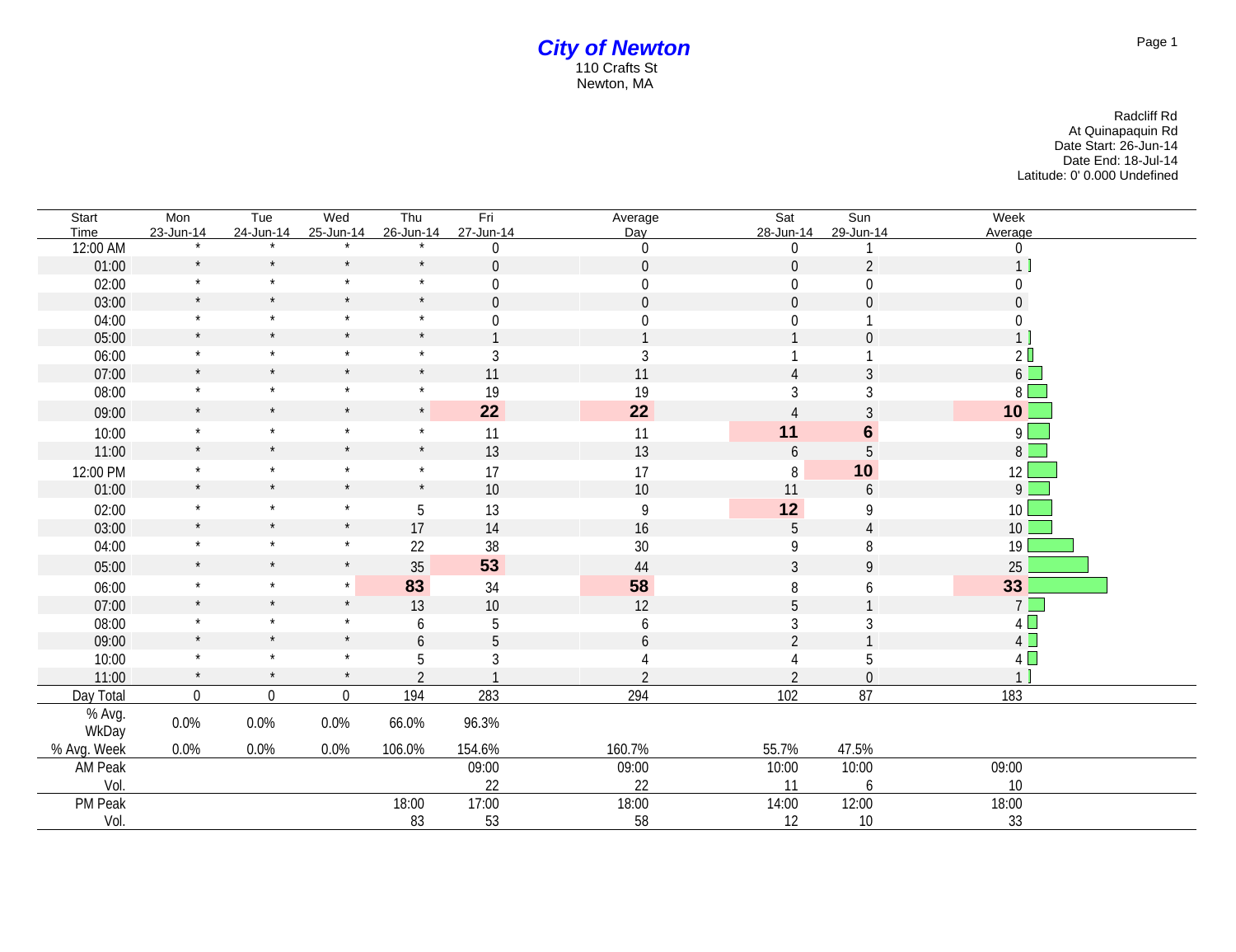# City of Newton

110 Crafts St
Newton, MA

Radcliff Rd
At Quinapaquin Rd
Date Start: 26-Jun-14
Date End: 18-Jul-14
Latitude: 0' 0.000 Undefined

| Start Time | Mon 23-Jun-14 | Tue 24-Jun-14 | Wed 25-Jun-14 | Thu 26-Jun-14 | Fri 27-Jun-14 | Average Day | Sat 28-Jun-14 | Sun 29-Jun-14 | Week Average |
|---|---|---|---|---|---|---|---|---|---|
| 12:00 AM | * | * | * | * | 0 | 0 | 0 | 1 | 0 |
| 01:00 | * | * | * | * | 0 | 0 | 0 | 2 | 1 |
| 02:00 | * | * | * | * | 0 | 0 | 0 | 0 | 0 |
| 03:00 | * | * | * | * | 0 | 0 | 0 | 0 | 0 |
| 04:00 | * | * | * | * | 0 | 0 | 0 | 1 | 0 |
| 05:00 | * | * | * | * | 1 | 1 | 1 | 0 | 1 |
| 06:00 | * | * | * | * | 3 | 3 | 1 | 1 | 2 |
| 07:00 | * | * | * | * | 11 | 11 | 4 | 3 | 6 |
| 08:00 | * | * | * | * | 19 | 19 | 3 | 3 | 8 |
| 09:00 | * | * | * | * | **22** | **22** | 4 | 3 | **10** |
| 10:00 | * | * | * | * | 11 | 11 | **11** | **6** | 9 |
| 11:00 | * | * | * | * | 13 | 13 | 6 | 5 | 8 |
| 12:00 PM | * | * | * | * | 17 | 17 | 8 | **10** | 12 |
| 01:00 | * | * | * | * | 10 | 10 | 11 | 6 | 9 |
| 02:00 | * | * | * | 5 | 13 | 9 | **12** | 9 | 10 |
| 03:00 | * | * | * | 17 | 14 | 16 | 5 | 4 | 10 |
| 04:00 | * | * | * | 22 | 38 | 30 | 9 | 8 | 19 |
| 05:00 | * | * | * | 35 | **53** | 44 | 3 | 9 | 25 |
| 06:00 | * | * | * | **83** | 34 | **58** | 8 | 6 | **33** |
| 07:00 | * | * | * | 13 | 10 | 12 | 5 | 1 | 7 |
| 08:00 | * | * | * | 6 | 5 | 6 | 3 | 3 | 4 |
| 09:00 | * | * | * | 6 | 5 | 6 | 2 | 1 | 4 |
| 10:00 | * | * | * | 5 | 3 | 4 | 4 | 5 | 4 |
| 11:00 | * | * | * | 2 | 1 | 2 | 2 | 0 | 1 |
| Day Total | 0 | 0 | 0 | 194 | 283 | 294 | 102 | 87 | 183 |
| % Avg. WkDay | 0.0% | 0.0% | 0.0% | 66.0% | 96.3% | | | | |
| % Avg. Week | 0.0% | 0.0% | 0.0% | 106.0% | 154.6% | 160.7% | 55.7% | 47.5% | |
| AM Peak | | | | | 09:00 | 09:00 | 10:00 | 10:00 | 09:00 |
| Vol. | | | | | 22 | 22 | 11 | 6 | 10 |
| PM Peak | | | | 18:00 | 17:00 | 18:00 | 14:00 | 12:00 | 18:00 |
| Vol. | | | | 83 | 53 | 58 | 12 | 10 | 33 |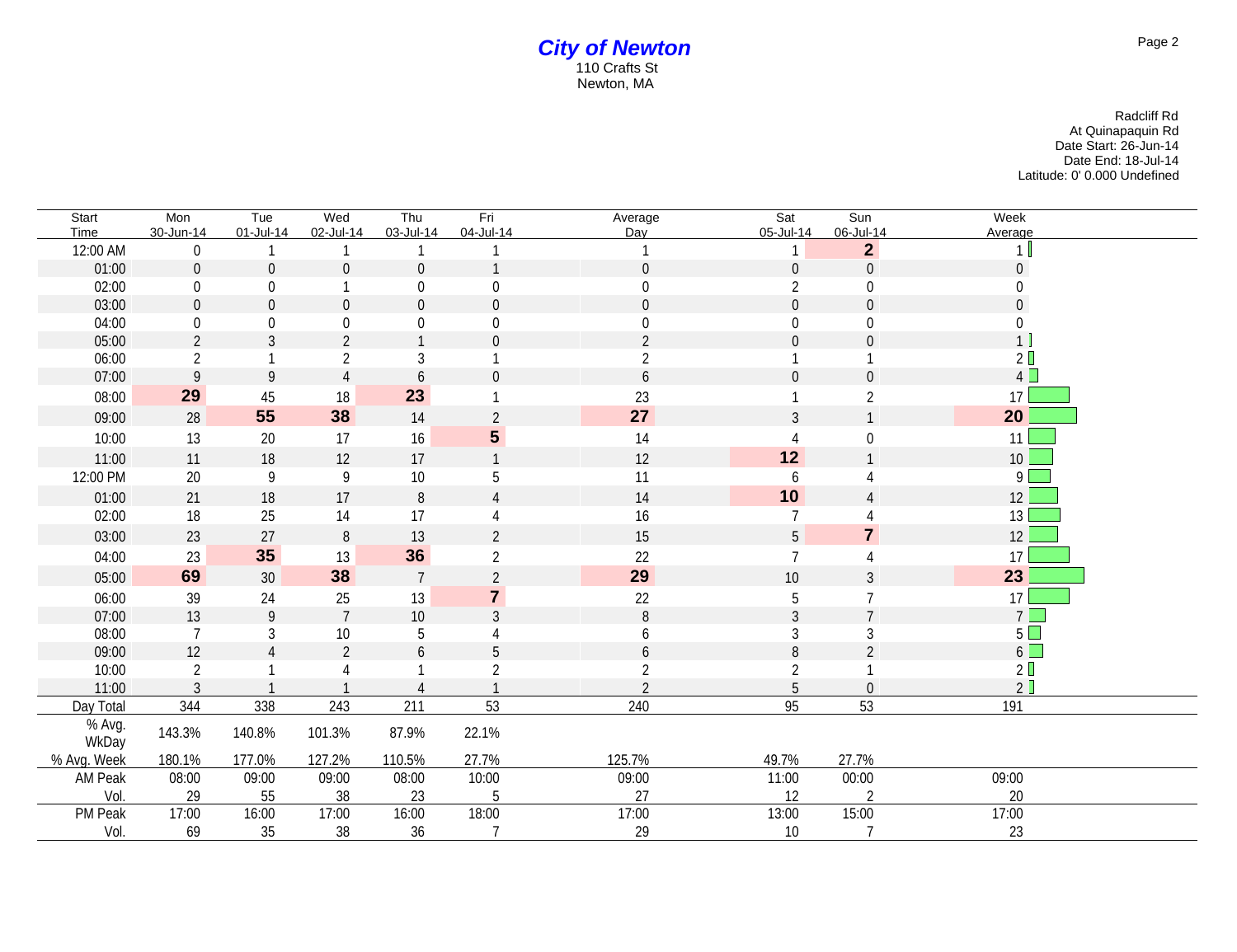# City of Newton

110 Crafts St
Newton, MA

Radcliff Rd
At Quinapaquin Rd
Date Start: 26-Jun-14
Date End: 18-Jul-14
Latitude: 0' 0.000 Undefined

| Start Time | Mon 30-Jun-14 | Tue 01-Jul-14 | Wed 02-Jul-14 | Thu 03-Jul-14 | Fri 04-Jul-14 | Average Day | Sat 05-Jul-14 | Sun 06-Jul-14 | Week Average |
|---|---|---|---|---|---|---|---|---|---|
| 12:00 AM | 0 | 1 | 1 | 1 | 1 | 1 | 1 | **2** | 1 |
| 01:00 | 0 | 0 | 0 | 0 | 1 | 0 | 0 | 0 | 0 |
| 02:00 | 0 | 0 | 1 | 0 | 0 | 0 | 2 | 0 | 0 |
| 03:00 | 0 | 0 | 0 | 0 | 0 | 0 | 0 | 0 | 0 |
| 04:00 | 0 | 0 | 0 | 0 | 0 | 0 | 0 | 0 | 0 |
| 05:00 | 2 | 3 | 2 | 1 | 0 | 2 | 0 | 0 | 1 |
| 06:00 | 2 | 1 | 2 | 3 | 1 | 2 | 1 | 1 | 2 |
| 07:00 | 9 | 9 | 4 | 6 | 0 | 6 | 0 | 0 | 4 |
| 08:00 | **29** | 45 | 18 | **23** | 1 | 23 | 1 | 2 | 17 |
| 09:00 | 28 | **55** | **38** | 14 | 2 | **27** | 3 | 1 | **20** |
| 10:00 | 13 | 20 | 17 | 16 | **5** | 14 | 4 | 0 | 11 |
| 11:00 | 11 | 18 | 12 | 17 | 1 | 12 | **12** | 1 | 10 |
| 12:00 PM | 20 | 9 | 9 | 10 | 5 | 11 | 6 | 4 | 9 |
| 01:00 | 21 | 18 | 17 | 8 | 4 | 14 | **10** | 4 | 12 |
| 02:00 | 18 | 25 | 14 | 17 | 4 | 16 | 7 | 4 | 13 |
| 03:00 | 23 | 27 | 8 | 13 | 2 | 15 | 5 | **7** | 12 |
| 04:00 | 23 | **35** | 13 | **36** | 2 | 22 | 7 | 4 | 17 |
| 05:00 | **69** | 30 | **38** | 7 | 2 | **29** | 10 | 3 | **23** |
| 06:00 | 39 | 24 | 25 | 13 | **7** | 22 | 5 | 7 | 17 |
| 07:00 | 13 | 9 | 7 | 10 | 3 | 8 | 3 | 7 | 7 |
| 08:00 | 7 | 3 | 10 | 5 | 4 | 6 | 3 | 3 | 5 |
| 09:00 | 12 | 4 | 2 | 6 | 5 | 6 | 8 | 2 | 6 |
| 10:00 | 2 | 1 | 4 | 1 | 2 | 2 | 2 | 1 | 2 |
| 11:00 | 3 | 1 | 1 | 4 | 1 | 2 | 5 | 0 | 2 |
| Day Total | 344 | 338 | 243 | 211 | 53 | 240 | 95 | 53 | 191 |
| % Avg. WkDay | 143.3% | 140.8% | 101.3% | 87.9% | 22.1% | | | | |
| % Avg. Week | 180.1% | 177.0% | 127.2% | 110.5% | 27.7% | 125.7% | 49.7% | 27.7% | |
| AM Peak | 08:00 | 09:00 | 09:00 | 08:00 | 10:00 | 09:00 | 11:00 | 00:00 | 09:00 |
| Vol. | 29 | 55 | 38 | 23 | 5 | 27 | 12 | 2 | 20 |
| PM Peak | 17:00 | 16:00 | 17:00 | 16:00 | 18:00 | 17:00 | 13:00 | 15:00 | 17:00 |
| Vol. | 69 | 35 | 38 | 36 | 7 | 29 | 10 | 7 | 23 |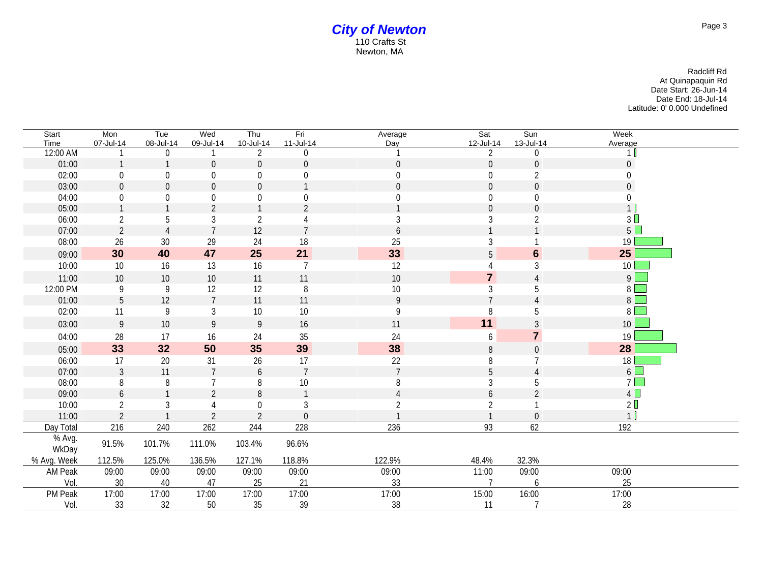# City of Newton

110 Crafts St
Newton, MA

Radcliff Rd
At Quinapaquin Rd
Date Start: 26-Jun-14
Date End: 18-Jul-14
Latitude: 0' 0.000 Undefined

| Start Time | Mon 07-Jul-14 | Tue 08-Jul-14 | Wed 09-Jul-14 | Thu 10-Jul-14 | Fri 11-Jul-14 | Average Day | Sat 12-Jul-14 | Sun 13-Jul-14 | Week Average |
|---|---|---|---|---|---|---|---|---|---|
| 12:00 AM | 1 | 0 | 1 | 2 | 0 | 1 | 2 | 0 | 1 |
| 01:00 | 1 | 1 | 0 | 0 | 0 | 0 | 0 | 0 | 0 |
| 02:00 | 0 | 0 | 0 | 0 | 0 | 0 | 0 | 2 | 0 |
| 03:00 | 0 | 0 | 0 | 0 | 1 | 0 | 0 | 0 | 0 |
| 04:00 | 0 | 0 | 0 | 0 | 0 | 0 | 0 | 0 | 0 |
| 05:00 | 1 | 1 | 2 | 1 | 2 | 1 | 0 | 0 | 1 |
| 06:00 | 2 | 5 | 3 | 2 | 4 | 3 | 3 | 2 | 3 |
| 07:00 | 2 | 4 | 7 | 12 | 7 | 6 | 1 | 1 | 5 |
| 08:00 | 26 | 30 | 29 | 24 | 18 | 25 | 3 | 1 | 19 |
| 09:00 | **30** | **40** | **47** | **25** | **21** | **33** | 5 | **6** | **25** |
| 10:00 | 10 | 16 | 13 | 16 | 7 | 12 | 4 | 3 | 10 |
| 11:00 | 10 | 10 | 10 | 11 | 11 | 10 | **7** | 4 | 9 |
| 12:00 PM | 9 | 9 | 12 | 12 | 8 | 10 | 3 | 5 | 8 |
| 01:00 | 5 | 12 | 7 | 11 | 11 | 9 | 7 | 4 | 8 |
| 02:00 | 11 | 9 | 3 | 10 | 10 | 9 | 8 | 5 | 8 |
| 03:00 | 9 | 10 | 9 | 9 | 16 | 11 | **11** | 3 | 10 |
| 04:00 | 28 | 17 | 16 | 24 | 35 | 24 | 6 | **7** | 19 |
| 05:00 | **33** | **32** | **50** | **35** | **39** | **38** | 8 | 0 | **28** |
| 06:00 | 17 | 20 | 31 | 26 | 17 | 22 | 8 | 7 | 18 |
| 07:00 | 3 | 11 | 7 | 6 | 7 | 7 | 5 | 4 | 6 |
| 08:00 | 8 | 8 | 7 | 8 | 10 | 8 | 3 | 5 | 7 |
| 09:00 | 6 | 1 | 2 | 8 | 1 | 4 | 6 | 2 | 4 |
| 10:00 | 2 | 3 | 4 | 0 | 3 | 2 | 2 | 1 | 2 |
| 11:00 | 2 | 1 | 2 | 2 | 0 | 1 | 1 | 0 | 1 |
| Day Total | 216 | 240 | 262 | 244 | 228 | 236 | 93 | 62 | 192 |
| % Avg. WkDay | 91.5% | 101.7% | 111.0% | 103.4% | 96.6% | | | | |
| % Avg. Week | 112.5% | 125.0% | 136.5% | 127.1% | 118.8% | 122.9% | 48.4% | 32.3% | |
| AM Peak | 09:00 | 09:00 | 09:00 | 09:00 | 09:00 | 09:00 | 11:00 | 09:00 | 09:00 |
| Vol. | 30 | 40 | 47 | 25 | 21 | 33 | 7 | 6 | 25 |
| PM Peak | 17:00 | 17:00 | 17:00 | 17:00 | 17:00 | 17:00 | 15:00 | 16:00 | 17:00 |
| Vol. | 33 | 32 | 50 | 35 | 39 | 38 | 11 | 7 | 28 |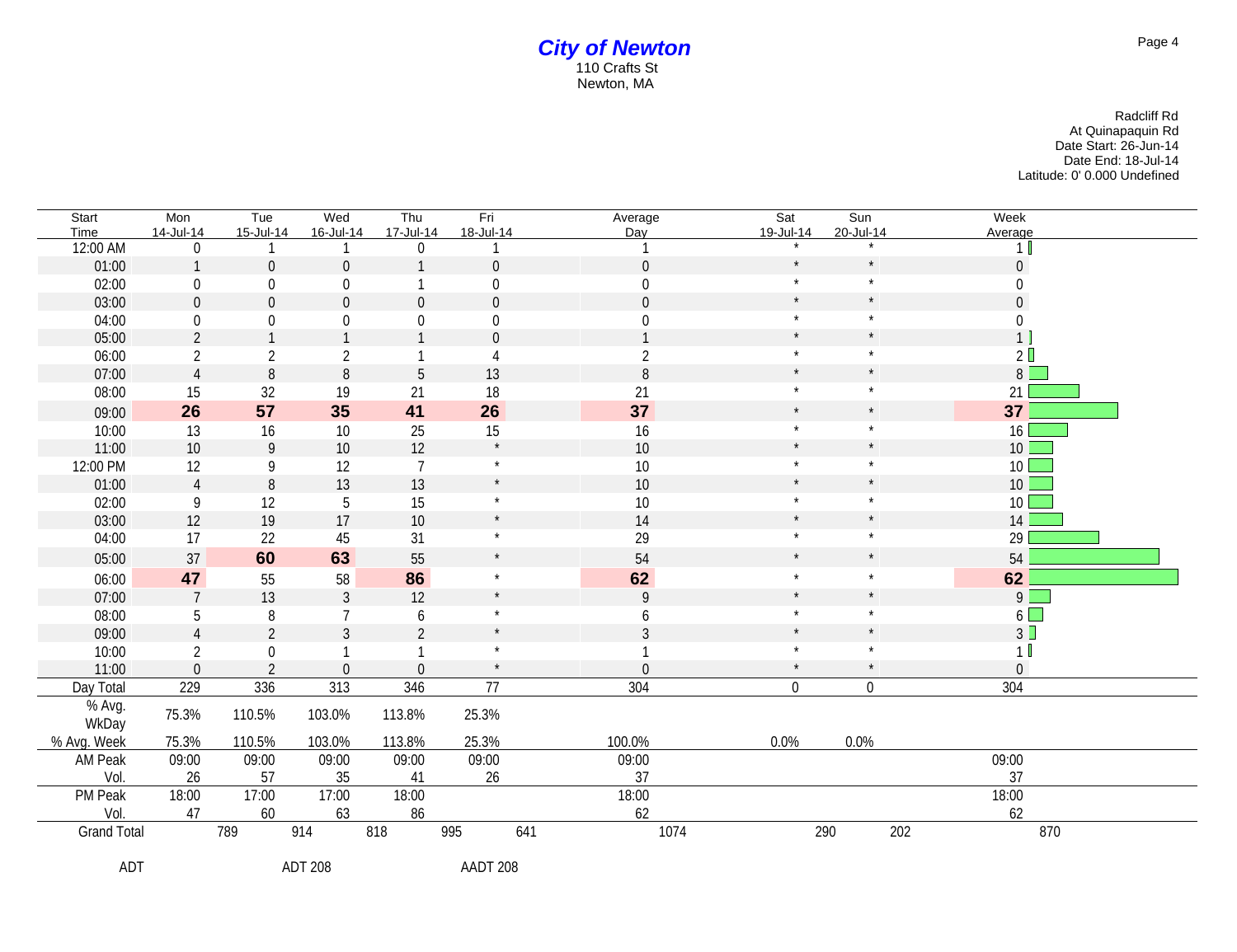# City of Newton

110 Crafts St
Newton, MA

Radcliff Rd
At Quinapaquin Rd
Date Start: 26-Jun-14
Date End: 18-Jul-14
Latitude: 0' 0.000 Undefined

| Start Time | Mon 14-Jul-14 | Tue 15-Jul-14 | Wed 16-Jul-14 | Thu 17-Jul-14 | Fri 18-Jul-14 | Average Day | Sat 19-Jul-14 | Sun 20-Jul-14 | Week Average |
|---|---|---|---|---|---|---|---|---|---|
| 12:00 AM | 0 | 1 | 1 | 0 | 1 | 1 | * | * | 1 |
| 01:00 | 1 | 0 | 0 | 1 | 0 | 0 | * | * | 0 |
| 02:00 | 0 | 0 | 0 | 1 | 0 | 0 | * | * | 0 |
| 03:00 | 0 | 0 | 0 | 0 | 0 | 0 | * | * | 0 |
| 04:00 | 0 | 0 | 0 | 0 | 0 | 0 | * | * | 0 |
| 05:00 | 2 | 1 | 1 | 1 | 0 | 1 | * | * | 1 |
| 06:00 | 2 | 2 | 2 | 1 | 4 | 2 | * | * | 2 |
| 07:00 | 4 | 8 | 8 | 5 | 13 | 8 | * | * | 8 |
| 08:00 | 15 | 32 | 19 | 21 | 18 | 21 | * | * | 21 |
| 09:00 | **26** | **57** | **35** | **41** | **26** | **37** | * | * | **37** |
| 10:00 | 13 | 16 | 10 | 25 | 15 | 16 | * | * | 16 |
| 11:00 | 10 | 9 | 10 | 12 | * | 10 | * | * | 10 |
| 12:00 PM | 12 | 9 | 12 | 7 | * | 10 | * | * | 10 |
| 01:00 | 4 | 8 | 13 | 13 | * | 10 | * | * | 10 |
| 02:00 | 9 | 12 | 5 | 15 | * | 10 | * | * | 10 |
| 03:00 | 12 | 19 | 17 | 10 | * | 14 | * | * | 14 |
| 04:00 | 17 | 22 | 45 | 31 | * | 29 | * | * | 29 |
| 05:00 | 37 | **60** | **63** | 55 | * | 54 | * | * | 54 |
| 06:00 | **47** | 55 | 58 | **86** | * | **62** | * | * | **62** |
| 07:00 | 7 | 13 | 3 | 12 | * | 9 | * | * | 9 |
| 08:00 | 5 | 8 | 7 | 6 | * | 6 | * | * | 6 |
| 09:00 | 4 | 2 | 3 | 2 | * | 3 | * | * | 3 |
| 10:00 | 2 | 0 | 1 | 1 | * | 1 | * | * | 1 |
| 11:00 | 0 | 2 | 0 | 0 | * | 0 | * | * | 0 |
| Day Total | 229 | 336 | 313 | 346 | 77 | 304 | 0 | 0 | 304 |
| % Avg. WkDay | 75.3% | 110.5% | 103.0% | 113.8% | 25.3% | | | | |
| % Avg. Week | 75.3% | 110.5% | 103.0% | 113.8% | 25.3% | 100.0% | 0.0% | 0.0% | |
| AM Peak | 09:00 | 09:00 | 09:00 | 09:00 | 09:00 | 09:00 | | | 09:00 |
| Vol. | 26 | 57 | 35 | 41 | 26 | 37 | | | 37 |
| PM Peak | 18:00 | 17:00 | 17:00 | 18:00 | | 18:00 | | | 18:00 |
| Vol. | 47 | 60 | 63 | 86 | | 62 | | | 62 |
| Grand Total | 789 | 914 | 818 | 995 | 641 | 1074 | 290 | 202 | 870 |

ADT ADT 208 AADT 208